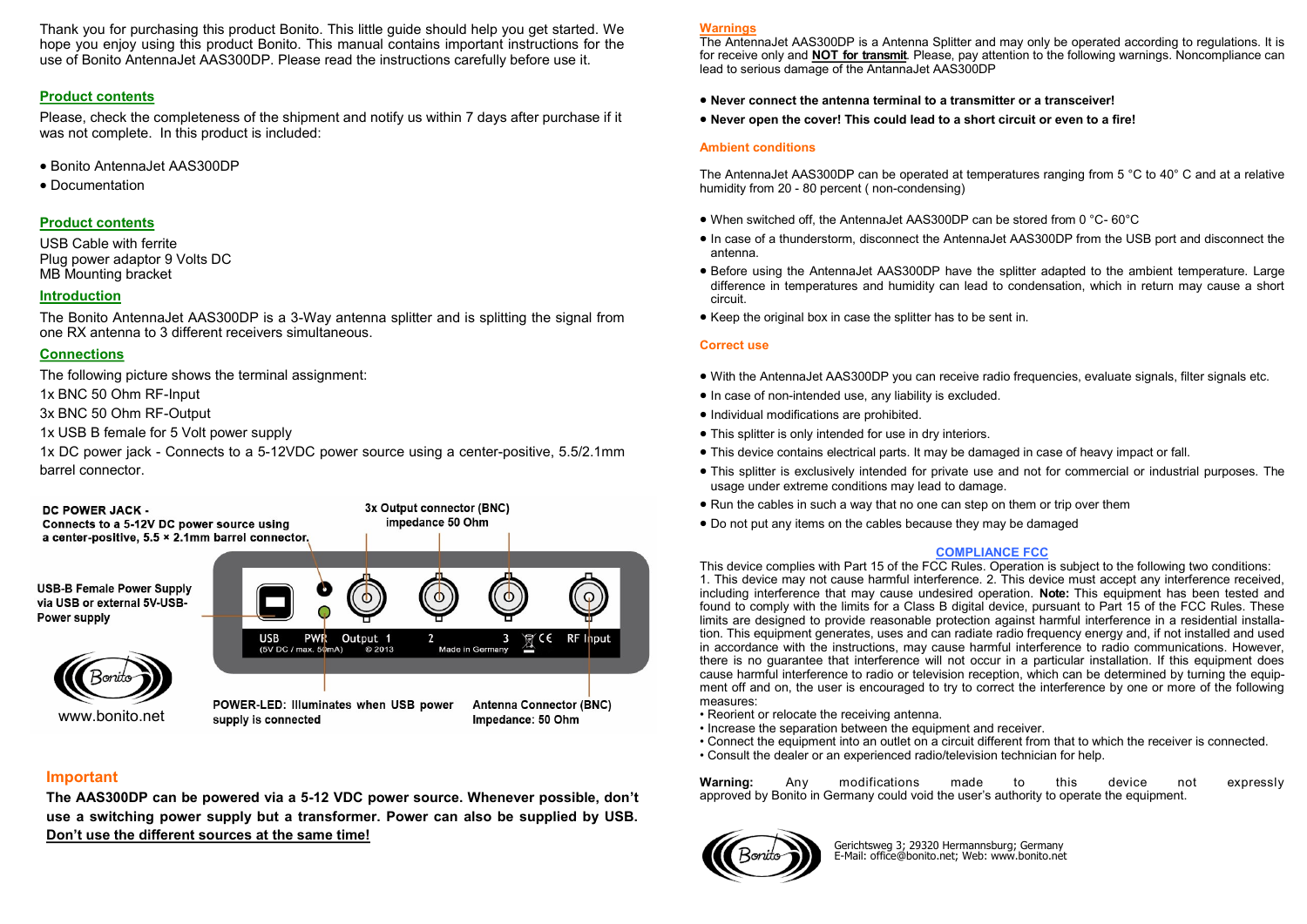Thank you for purchasing this product Bonito. This little guide should help you get started. We hope you enjoy using this product Bonito. This manual contains important instructions for the use of Bonito AntennaJet AAS300DP. Please read the instructions carefully before use it.

## Product contents

Please, check the completeness of the shipment and notify us within 7 days after purchase if it was not complete. In this product is included:

- Bonito AntennaJet AAS300DP
- Documentation

## Product contents

USB Cable with ferrite
Plug power adaptor 9 Volts DC
MB Mounting bracket

## Introduction

The Bonito AntennaJet AAS300DP is a 3-Way antenna splitter and is splitting the signal from one RX antenna to 3 different receivers simultaneous.

## Connections

The following picture shows the terminal assignment:

1x BNC 50 Ohm RF-Input
3x BNC 50 Ohm RF-Output
1x USB B female for 5 Volt power supply
1x DC power jack - Connects to a 5-12VDC power source using a center-positive, 5.5/2.1mm barrel connector.

**DC POWER JACK - Connects to a 5-12V DC power source using a center-positive, 5.5 × 2.1mm barrel connector.**

**3x Output connector (BNC) impedance 50 Ohm**

**USB-B Female Power Supply via USB or external 5V-USB-Power supply**

USB (5V DC / max. 50mA) | PWR | Output 1 | 2 | 3 | RF Input
© 2013 Made in Germany

**POWER-LED: Illuminates when USB power supply is connected**

**Antenna Connector (BNC) Impedance: 50 Ohm**

www.bonito.net

## Important

**The AAS300DP can be powered via a 5-12 VDC power source. Whenever possible, don't use a switching power supply but a transformer. Power can also be supplied by USB. <u>Don't use the different sources at the same time!</u>**

## Warnings

The AntennaJet AAS300DP is a Antenna Splitter and may only be operated according to regulations. It is for receive only and **<u>NOT for transmit</u>**. Please, pay attention to the following warnings. Noncompliance can lead to serious damage of the AntannaJet AAS300DP

- **Never connect the antenna terminal to a transmitter or a transceiver!**
- **Never open the cover! This could lead to a short circuit or even to a fire!**

## Ambient conditions

The AntennaJet AAS300DP can be operated at temperatures ranging from 5 °C to 40° C and at a relative humidity from 20 - 80 percent ( non-condensing)

- When switched off, the AntennaJet AAS300DP can be stored from 0 °C- 60°C
- In case of a thunderstorm, disconnect the AntennaJet AAS300DP from the USB port and disconnect the antenna.
- Before using the AntennaJet AAS300DP have the splitter adapted to the ambient temperature. Large difference in temperatures and humidity can lead to condensation, which in return may cause a short circuit.
- Keep the original box in case the splitter has to be sent in.

## Correct use

- With the AntennaJet AAS300DP you can receive radio frequencies, evaluate signals, filter signals etc.
- In case of non-intended use, any liability is excluded.
- Individual modifications are prohibited.
- This splitter is only intended for use in dry interiors.
- This device contains electrical parts. It may be damaged in case of heavy impact or fall.
- This splitter is exclusively intended for private use and not for commercial or industrial purposes. The usage under extreme conditions may lead to damage.
- Run the cables in such a way that no one can step on them or trip over them
- Do not put any items on the cables because they may be damaged

## COMPLIANCE FCC

This device complies with Part 15 of the FCC Rules. Operation is subject to the following two conditions:
1. This device may not cause harmful interference. 2. This device must accept any interference received, including interference that may cause undesired operation. **Note:** This equipment has been tested and found to comply with the limits for a Class B digital device, pursuant to Part 15 of the FCC Rules. These limits are designed to provide reasonable protection against harmful interference in a residential installation. This equipment generates, uses and can radiate radio frequency energy and, if not installed and used in accordance with the instructions, may cause harmful interference to radio communications. However, there is no guarantee that interference will not occur in a particular installation. If this equipment does cause harmful interference to radio or television reception, which can be determined by turning the equipment off and on, the user is encouraged to try to correct the interference by one or more of the following measures:

- Reorient or relocate the receiving antenna.
- Increase the separation between the equipment and receiver.
- Connect the equipment into an outlet on a circuit different from that to which the receiver is connected.
- Consult the dealer or an experienced radio/television technician for help.

**Warning:** Any modifications made to this device not expressly approved by Bonito in Germany could void the user's authority to operate the equipment.

Gerichtsweg 3; 29320 Hermannsburg; Germany
E-Mail: office@bonito.net; Web: www.bonito.net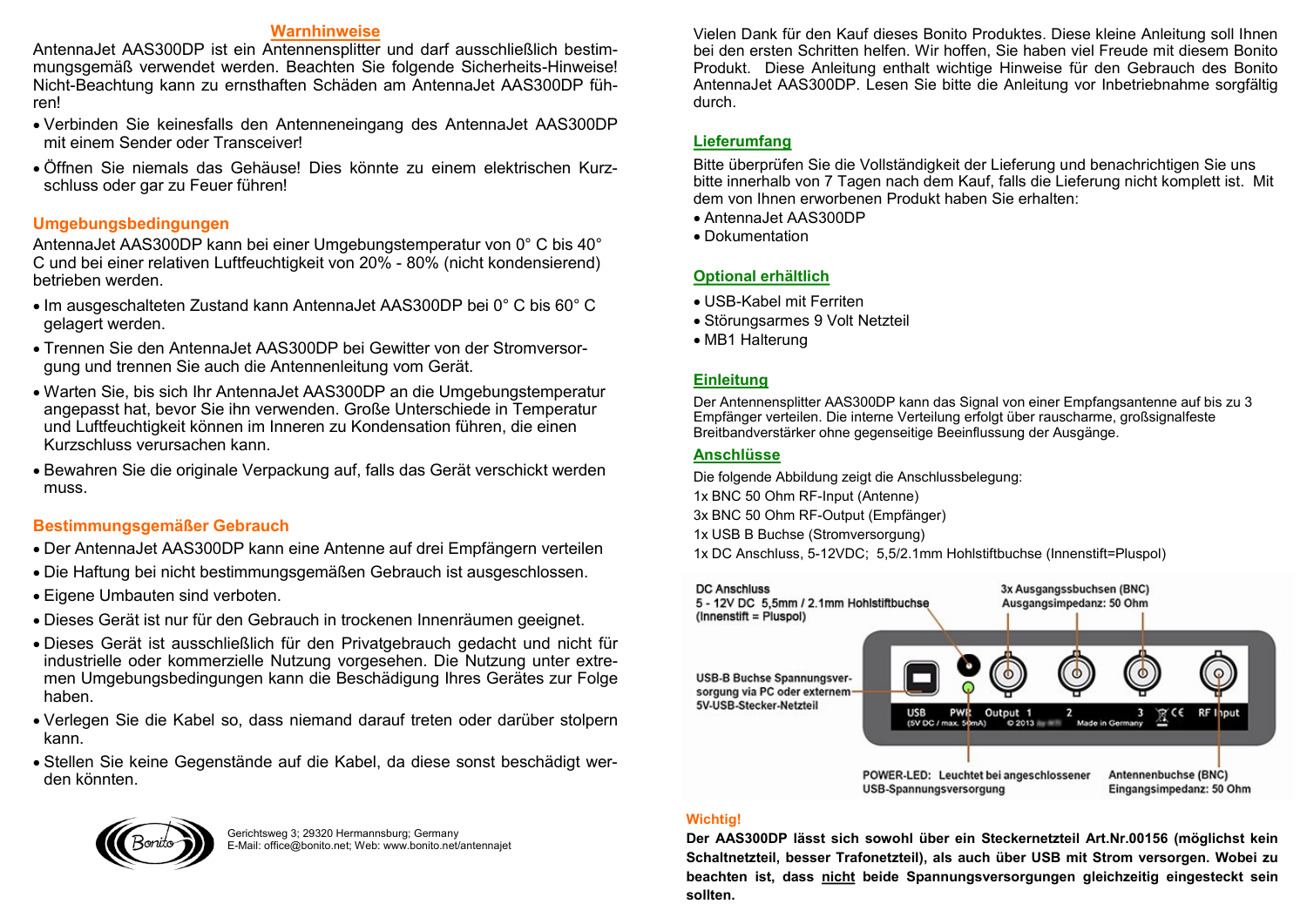## Warnhinweise

AntennaJet AAS300DP ist ein Antennensplitter und darf ausschließlich bestimmungsgemäß verwendet werden. Beachten Sie folgende Sicherheits-Hinweise! Nicht-Beachtung kann zu ernsthaften Schäden am AntennaJet AAS300DP führen!

- Verbinden Sie keinesfalls den Antenneneingang des AntennaJet AAS300DP mit einem Sender oder Transceiver!
- Öffnen Sie niemals das Gehäuse! Dies könnte zu einem elektrischen Kurzschluss oder gar zu Feuer führen!

## Umgebungsbedingungen

AntennaJet AAS300DP kann bei einer Umgebungstemperatur von 0° C bis 40° C und bei einer relativen Luftfeuchtigkeit von 20% - 80% (nicht kondensierend) betrieben werden.

- Im ausgeschalteten Zustand kann AntennaJet AAS300DP bei 0° C bis 60° C gelagert werden.
- Trennen Sie den AntennaJet AAS300DP bei Gewitter von der Stromversorgung und trennen Sie auch die Antennenleitung vom Gerät.
- Warten Sie, bis sich Ihr AntennaJet AAS300DP an die Umgebungstemperatur angepasst hat, bevor Sie ihn verwenden. Große Unterschiede in Temperatur und Luftfeuchtigkeit können im Inneren zu Kondensation führen, die einen Kurzschluss verursachen kann.
- Bewahren Sie die originale Verpackung auf, falls das Gerät verschickt werden muss.

## Bestimmungsgemäßer Gebrauch

- Der AntennaJet AAS300DP kann eine Antenne auf drei Empfängern verteilen
- Die Haftung bei nicht bestimmungsgemäßen Gebrauch ist ausgeschlossen.
- Eigene Umbauten sind verboten.
- Dieses Gerät ist nur für den Gebrauch in trockenen Innenräumen geeignet.
- Dieses Gerät ist ausschließlich für den Privatgebrauch gedacht und nicht für industrielle oder kommerzielle Nutzung vorgesehen. Die Nutzung unter extremen Umgebungsbedingungen kann die Beschädigung Ihres Gerätes zur Folge haben.
- Verlegen Sie die Kabel so, dass niemand darauf treten oder darüber stolpern kann.
- Stellen Sie keine Gegenstände auf die Kabel, da diese sonst beschädigt werden könnten.

Bonito

Gerichtsweg 3; 29320 Hermannsburg; Germany
E-Mail: office@bonito.net; Web: www.bonito.net/antennajet

Vielen Dank für den Kauf dieses Bonito Produktes. Diese kleine Anleitung soll Ihnen bei den ersten Schritten helfen. Wir hoffen, Sie haben viel Freude mit diesem Bonito Produkt. Diese Anleitung enthalt wichtige Hinweise für den Gebrauch des Bonito AntennaJet AAS300DP. Lesen Sie bitte die Anleitung vor Inbetriebnahme sorgfältig durch.

## Lieferumfang

Bitte überprüfen Sie die Vollständigkeit der Lieferung und benachrichtigen Sie uns bitte innerhalb von 7 Tagen nach dem Kauf, falls die Lieferung nicht komplett ist. Mit dem von Ihnen erworbenen Produkt haben Sie erhalten:

- AntennaJet AAS300DP
- Dokumentation

## Optional erhältlich

- USB-Kabel mit Ferriten
- Störungsarmes 9 Volt Netzteil
- MB1 Halterung

## Einleitung

Der Antennensplitter AAS300DP kann das Signal von einer Empfangsantenne auf bis zu 3 Empfänger verteilen. Die interne Verteilung erfolgt über rauscharme, großsignalfeste Breitbandverstärker ohne gegenseitige Beeinflussung der Ausgänge.

## Anschlüsse

Die folgende Abbildung zeigt die Anschlussbelegung:

1x BNC 50 Ohm RF-Input (Antenne)
3x BNC 50 Ohm RF-Output (Empfänger)
1x USB B Buchse (Stromversorgung)
1x DC Anschluss, 5-12VDC; 5,5/2.1mm Hohlstiftbuchse (Innenstift=Pluspol)

DC Anschluss
5 - 12V DC 5,5mm / 2.1mm Hohlstiftbuchse
(Innenstift = Pluspol)

3x Ausgangsbuchsen (BNC)
Ausgangsimpedanz: 50 Ohm

USB-B Buchse Spannungsversorgung via PC oder externem 5V-USB-Stecker-Netzteil

USB (5V DC / max. 50mA) PWR Output 1 2 3 RF Input © 2013 Made in Germany

POWER-LED: Leuchtet bei angeschlossener USB-Spannungsversorgung

Antennenbuchse (BNC)
Eingangsimpedanz: 50 Ohm

**Wichtig!**

**Der AAS300DP lässt sich sowohl über ein Steckernetzteil Art.Nr.00156 (möglichst kein Schaltnetzteil, besser Trafonetzteil), als auch über USB mit Strom versorgen. Wobei zu beachten ist, dass nicht beide Spannungsversorgungen gleichzeitig eingesteckt sein sollten.**